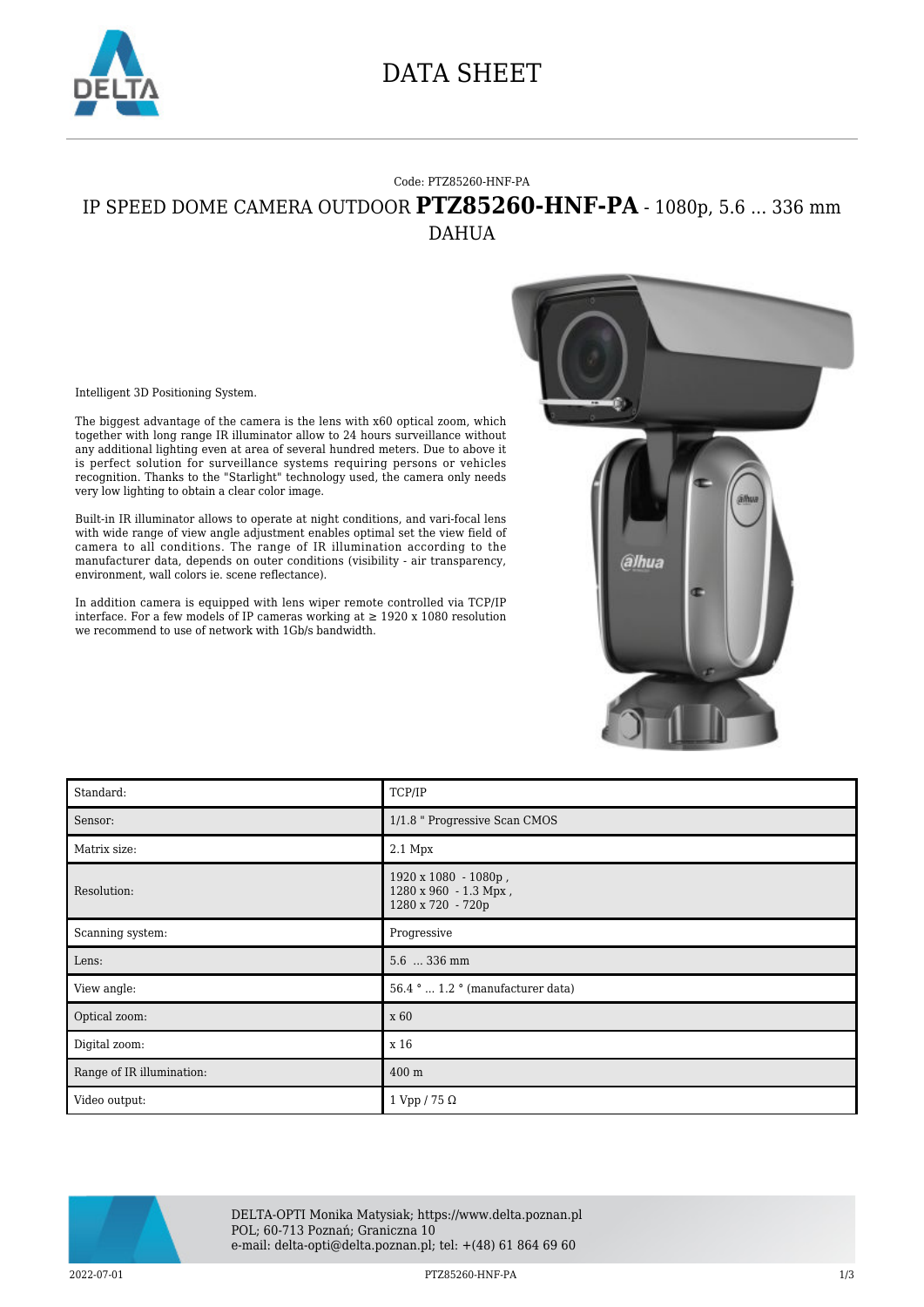# DATA SHEET

Code: PTZ85260-HNF-PA

## IP SPEED DOME CAMERA OUTDOOR **PTZ85260-HNF-PA** - 1080p, 5.6 ... 336 mm

DAHUA

Intelligent 3D Positioning System.

The biggest advantage of the camera is the lens with x60 optical zoom, which together with long range IR illuminator allow to 24 hours surveillance without any additional lighting even at area of several hundred meters. Due to above it is perfect solution for surveillance systems requiring persons or vehicles recognition. Thanks to the "Starlight" technology used, the camera only needs very low lighting to obtain a clear color image.

Built-in IR illuminator allows to operate at night conditions, and vari-focal lens with wide range of view angle adjustment enables optimal set the view field of camera to all conditions. The range of IR illumination according to the manufacturer data, depends on outer conditions (visibility - air transparency, environment, wall colors ie. scene reflectance).

In addition camera is equipped with lens wiper remote controlled via TCP/IP interface. For a few models of IP cameras working at ≥ 1920 x 1080 resolution we recommend to use of network with 1Gb/s bandwidth.

| Standard: | TCP/IP |
|---|---|
| Sensor: | 1/1.8 " Progressive Scan CMOS |
| Matrix size: | 2.1 Mpx |
| Resolution: | 1920 x 1080 - 1080p ,<br>1280 x 960 - 1.3 Mpx ,<br>1280 x 720 - 720p |
| Scanning system: | Progressive |
| Lens: | 5.6 ... 336 mm |
| View angle: | 56.4 ° ... 1.2 ° (manufacturer data) |
| Optical zoom: | x 60 |
| Digital zoom: | x 16 |
| Range of IR illumination: | 400 m |
| Video output: | 1 Vpp / 75 Ω |

DELTA-OPTI Monika Matysiak; https://www.delta.poznan.pl
POL; 60-713 Poznań; Graniczna 10
e-mail: delta-opti@delta.poznan.pl; tel: +(48) 61 864 69 60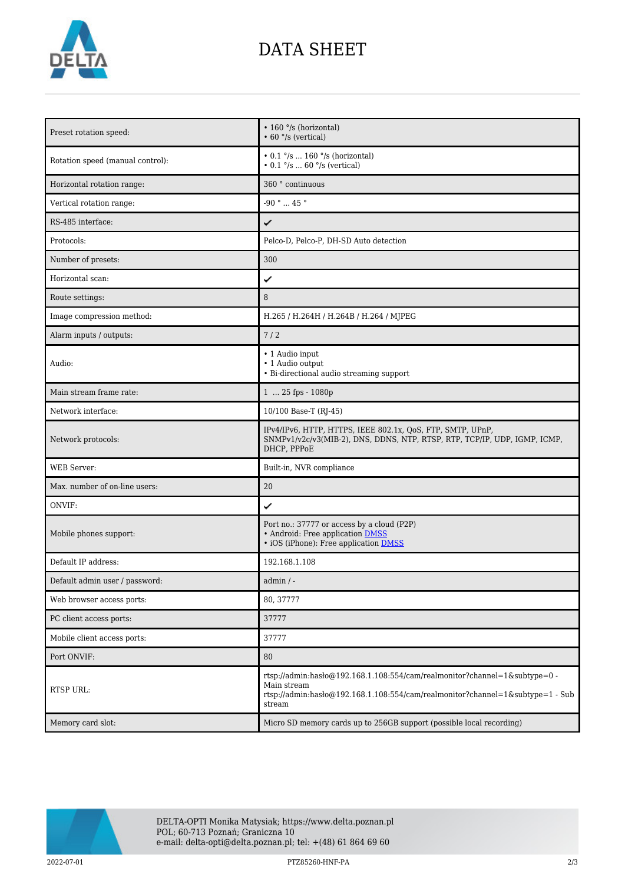# DATA SHEET

| | |
|---|---|
| Preset rotation speed: | • 160 °/s (horizontal)<br>• 60 °/s (vertical) |
| Rotation speed (manual control): | • 0.1 °/s ... 160 °/s (horizontal)<br>• 0.1 °/s ... 60 °/s (vertical) |
| Horizontal rotation range: | 360 ° continuous |
| Vertical rotation range: | -90 ° ... 45 ° |
| RS-485 interface: | ✔ |
| Protocols: | Pelco-D, Pelco-P, DH-SD Auto detection |
| Number of presets: | 300 |
| Horizontal scan: | ✔ |
| Route settings: | 8 |
| Image compression method: | H.265 / H.264H / H.264B / H.264 / MJPEG |
| Alarm inputs / outputs: | 7 / 2 |
| Audio: | • 1 Audio input<br>• 1 Audio output<br>• Bi-directional audio streaming support |
| Main stream frame rate: | 1 ... 25 fps - 1080p |
| Network interface: | 10/100 Base-T (RJ-45) |
| Network protocols: | IPv4/IPv6, HTTP, HTTPS, IEEE 802.1x, QoS, FTP, SMTP, UPnP, SNMPv1/v2c/v3(MIB-2), DNS, DDNS, NTP, RTSP, RTP, TCP/IP, UDP, IGMP, ICMP, DHCP, PPPoE |
| WEB Server: | Built-in, NVR compliance |
| Max. number of on-line users: | 20 |
| ONVIF: | ✔ |
| Mobile phones support: | Port no.: 37777 or access by a cloud (P2P)<br>• Android: Free application DMSS<br>• iOS (iPhone): Free application DMSS |
| Default IP address: | 192.168.1.108 |
| Default admin user / password: | admin / - |
| Web browser access ports: | 80, 37777 |
| PC client access ports: | 37777 |
| Mobile client access ports: | 37777 |
| Port ONVIF: | 80 |
| RTSP URL: | rtsp://admin:hasło@192.168.1.108:554/cam/realmonitor?channel=1&subtype=0 - Main stream<br>rtsp://admin:hasło@192.168.1.108:554/cam/realmonitor?channel=1&subtype=1 - Sub stream |
| Memory card slot: | Micro SD memory cards up to 256GB support (possible local recording) |

DELTA-OPTI Monika Matysiak; https://www.delta.poznan.pl
POL; 60-713 Poznań; Graniczna 10
e-mail: delta-opti@delta.poznan.pl; tel: +(48) 61 864 69 60

2022-07-01 PTZ85260-HNF-PA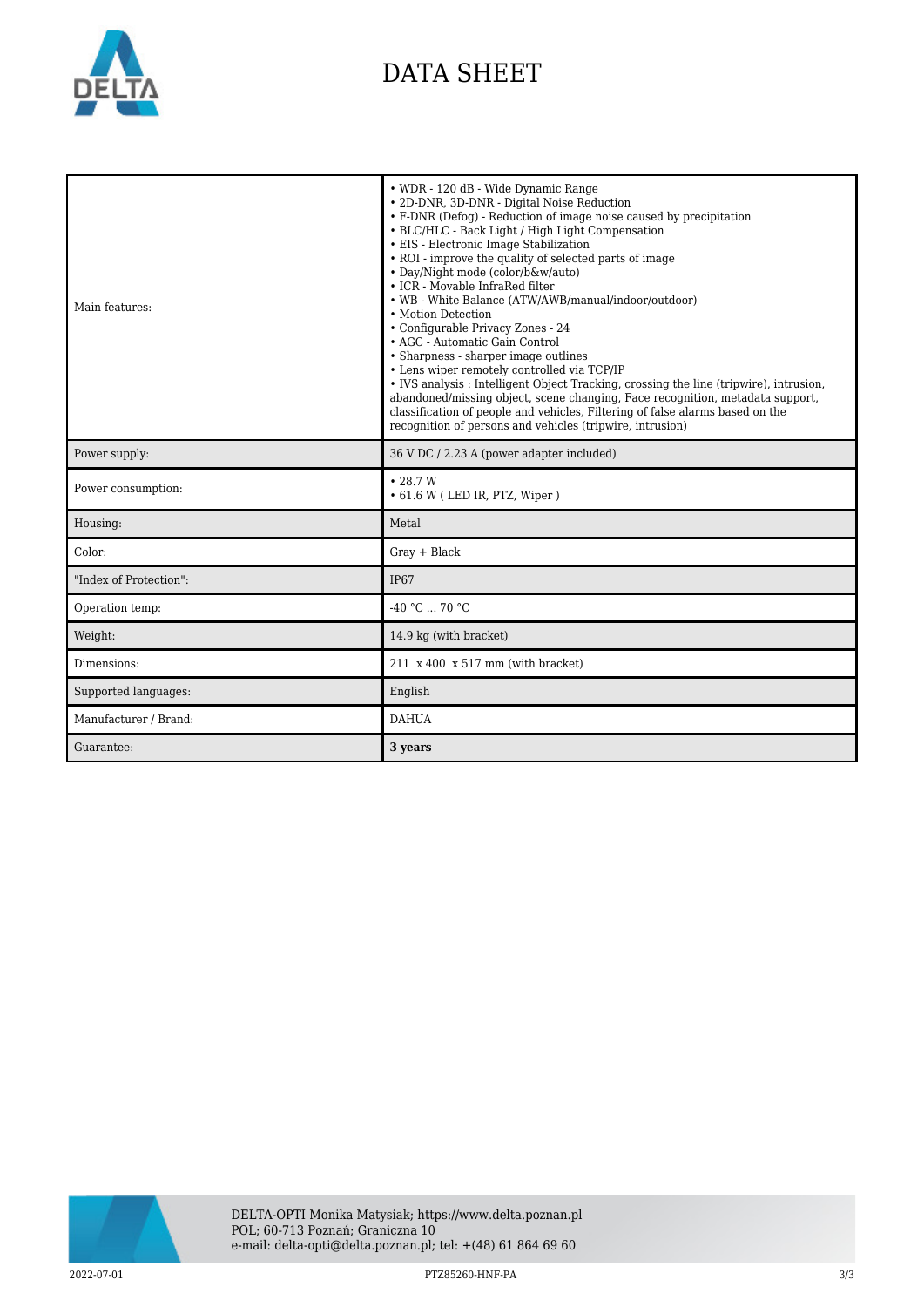| | |
|---|---|
| Main features: | • WDR - 120 dB - Wide Dynamic Range<br>• 2D-DNR, 3D-DNR - Digital Noise Reduction<br>• F-DNR (Defog) - Reduction of image noise caused by precipitation<br>• BLC/HLC - Back Light / High Light Compensation<br>• EIS - Electronic Image Stabilization<br>• ROI - improve the quality of selected parts of image<br>• Day/Night mode (color/b&w/auto)<br>• ICR - Movable InfraRed filter<br>• WB - White Balance (ATW/AWB/manual/indoor/outdoor)<br>• Motion Detection<br>• Configurable Privacy Zones - 24<br>• AGC - Automatic Gain Control<br>• Sharpness - sharper image outlines<br>• Lens wiper remotely controlled via TCP/IP<br>• IVS analysis : Intelligent Object Tracking, crossing the line (tripwire), intrusion, abandoned/missing object, scene changing, Face recognition, metadata support, classification of people and vehicles, Filtering of false alarms based on the recognition of persons and vehicles (tripwire, intrusion) |
| Power supply: | 36 V DC / 2.23 A (power adapter included) |
| Power consumption: | • 28.7 W<br>• 61.6 W ( LED IR, PTZ, Wiper ) |
| Housing: | Metal |
| Color: | Gray + Black |
| "Index of Protection": | IP67 |
| Operation temp: | -40 °C ... 70 °C |
| Weight: | 14.9 kg (with bracket) |
| Dimensions: | 211 x 400 x 517 mm (with bracket) |
| Supported languages: | English |
| Manufacturer / Brand: | DAHUA |
| Guarantee: | **3 years** |

DELTA-OPTI Monika Matysiak; https://www.delta.poznan.pl
POL; 60-713 Poznań; Graniczna 10
e-mail: delta-opti@delta.poznan.pl; tel: +(48) 61 864 69 60

2022-07-01 PTZ85260-HNF-PA